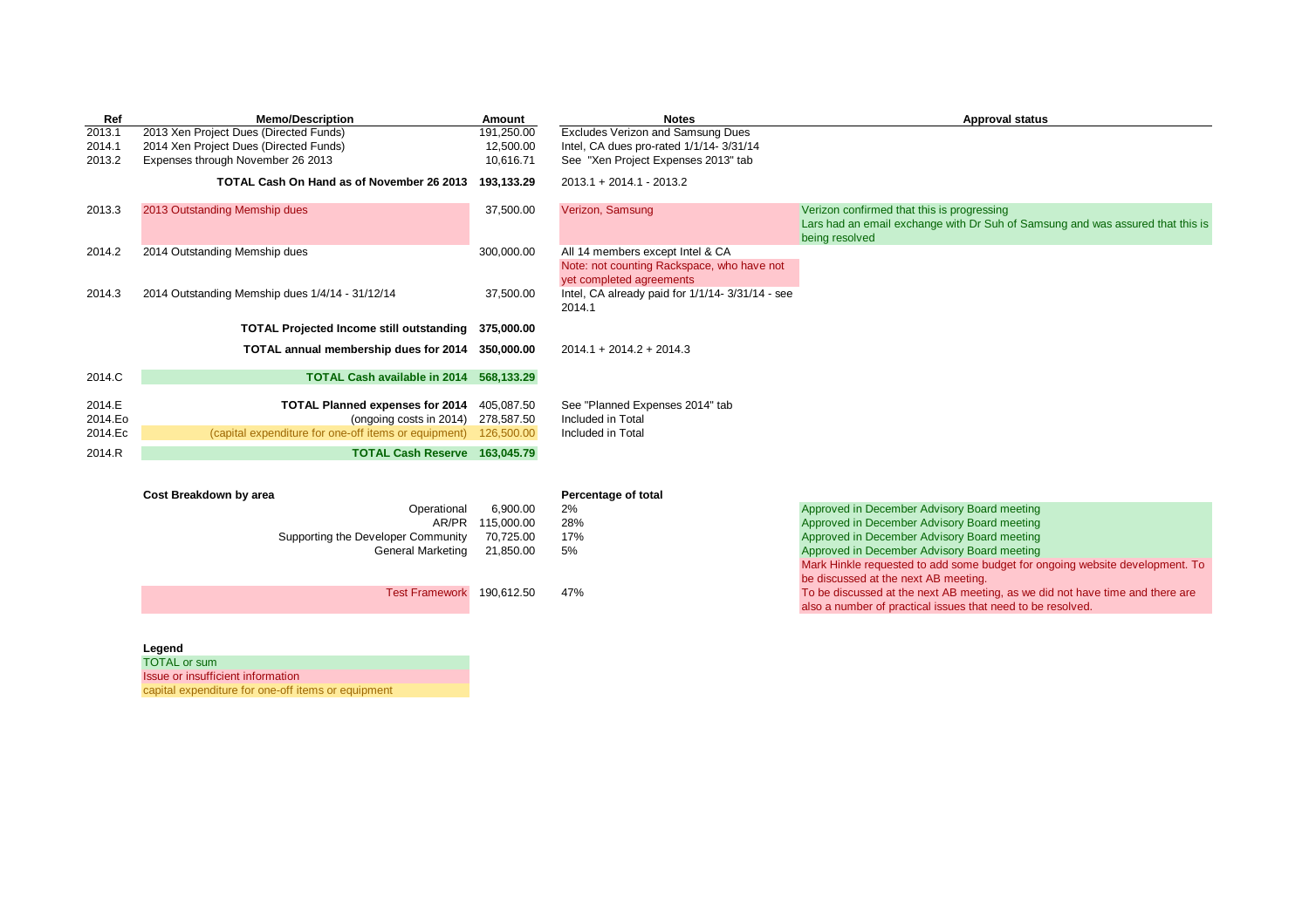| Ref | Memo/Description | Amount | Notes | Approval status |
|---|---|---|---|---|
| 2013.1 | 2013 Xen Project Dues (Directed Funds) | 191,250.00 | Excludes Verizon and Samsung Dues | |
| 2014.1 | 2014 Xen Project Dues (Directed Funds) | 12,500.00 | Intel, CA dues pro-rated 1/1/14- 3/31/14 | |
| 2013.2 | Expenses through November 26 2013 | 10,616.71 | See "Xen Project Expenses 2013" tab | |
| | **TOTAL Cash On Hand as of November 26 2013** | **193,133.29** | 2013.1 + 2014.1 - 2013.2 | |
| 2013.3 | 2013 Outstanding Memship dues | 37,500.00 | Verizon, Samsung | Verizon confirmed that this is progressing<br>Lars had an email exchange with Dr Suh of Samsung and was assured that this is being resolved |
| 2014.2 | 2014 Outstanding Memship dues | 300,000.00 | All 14 members except Intel & CA<br>Note: not counting Rackspace, who have not yet completed agreements | |
| 2014.3 | 2014 Outstanding Memship dues 1/4/14 - 31/12/14 | 37,500.00 | Intel, CA already paid for 1/1/14- 3/31/14 - see 2014.1 | |
| | **TOTAL Projected Income still outstanding** | **375,000.00** | | |
| | **TOTAL annual membership dues for 2014** | **350,000.00** | 2014.1 + 2014.2 + 2014.3 | |
| 2014.C | **TOTAL Cash available in 2014** | **568,133.29** | | |
| 2014.E | **TOTAL Planned expenses for 2014** | 405,087.50 | See "Planned Expenses 2014" tab | |
| 2014.Eo | (ongoing costs in 2014) | 278,587.50 | Included in Total | |
| 2014.Ec | (capital expenditure for one-off items or equipment) | 126,500.00 | Included in Total | |
| 2014.R | **TOTAL Cash Reserve** | **163,045.79** | | |

| Cost Breakdown by area | | Percentage of total | |
|---|---|---|---|
| Operational | 6,900.00 | 2% | Approved in December Advisory Board meeting |
| AR/PR | 115,000.00 | 28% | Approved in December Advisory Board meeting |
| Supporting the Developer Community | 70,725.00 | 17% | Approved in December Advisory Board meeting |
| General Marketing | 21,850.00 | 5% | Approved in December Advisory Board meeting<br>Mark Hinkle requested to add some budget for ongoing website development. To be discussed at the next AB meeting. |
| Test Framework | 190,612.50 | 47% | To be discussed at the next AB meeting, as we did not have time and there are also a number of practical issues that need to be resolved. |

**Legend**

- TOTAL or sum
- Issue or insufficient information
- capital expenditure for one-off items or equipment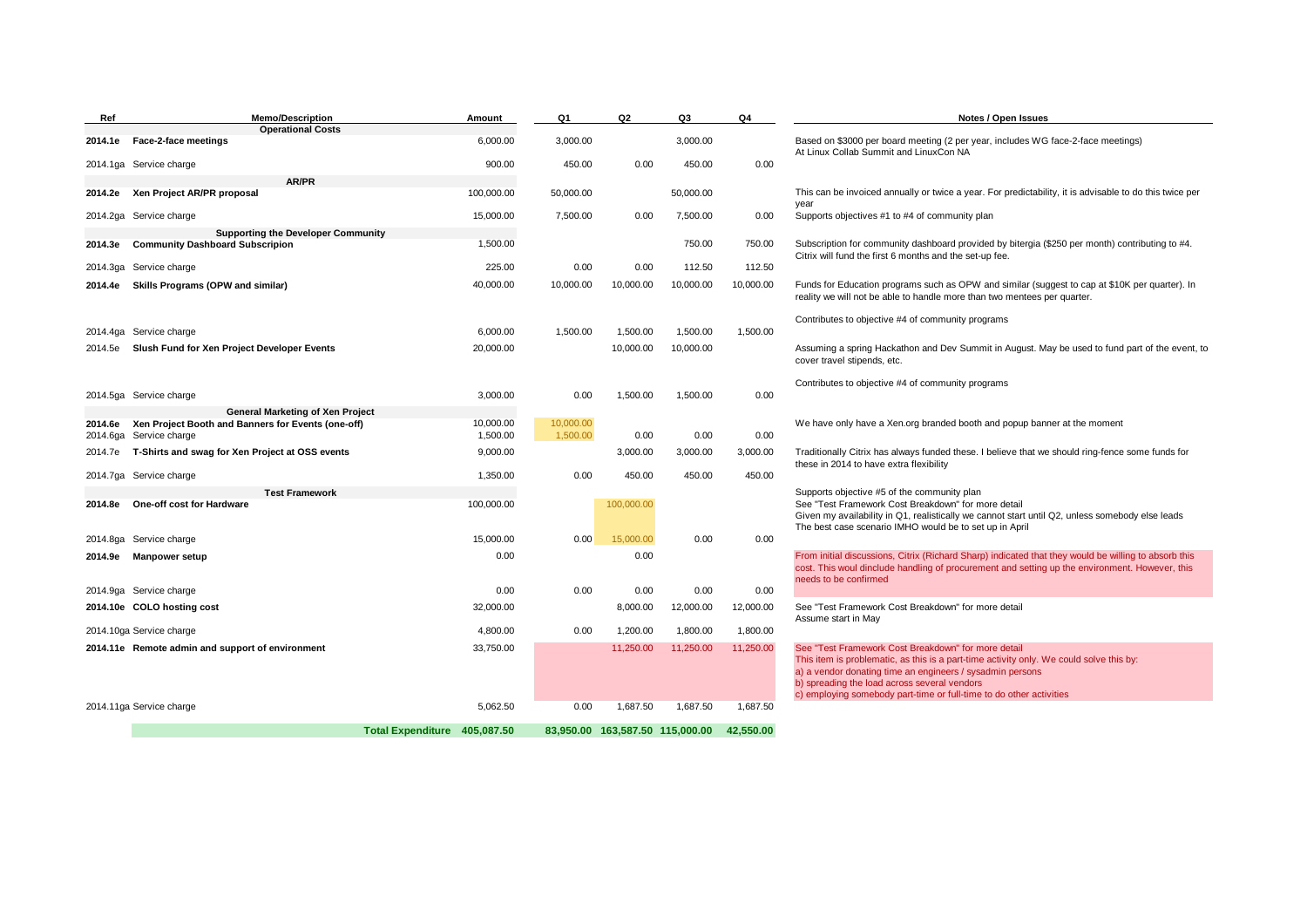| Ref | Memo/Description | Amount | Q1 | Q2 | Q3 | Q4 | Notes / Open Issues |
|---|---|---|---|---|---|---|---|
| | **Operational Costs** | | | | | | |
| **2014.1e** | **Face-2-face meetings** | 6,000.00 | 3,000.00 | | 3,000.00 | | Based on $3000 per board meeting (2 per year, includes WG face-2-face meetings) At Linux Collab Summit and LinuxCon NA |
| 2014.1ga | Service charge | 900.00 | 450.00 | 0.00 | 450.00 | 0.00 | |
| | **AR/PR** | | | | | | |
| **2014.2e** | **Xen Project AR/PR proposal** | 100,000.00 | 50,000.00 | | 50,000.00 | | This can be invoiced annually or twice a year. For predictability, it is advisable to do this twice per year |
| 2014.2ga | Service charge | 15,000.00 | 7,500.00 | 0.00 | 7,500.00 | 0.00 | Supports objectives #1 to #4 of community plan |
| | **Supporting the Developer Community** | | | | | | |
| **2014.3e** | **Community Dashboard Subscripion** | 1,500.00 | | | 750.00 | 750.00 | Subscription for community dashboard provided by bitergia ($250 per month) contributing to #4. Citrix will fund the first 6 months and the set-up fee. |
| 2014.3ga | Service charge | 225.00 | 0.00 | 0.00 | 112.50 | 112.50 | |
| **2014.4e** | **Skills Programs (OPW and similar)** | 40,000.00 | 10,000.00 | 10,000.00 | 10,000.00 | 10,000.00 | Funds for Education programs such as OPW and similar (suggest to cap at $10K per quarter). In reality we will not be able to handle more than two mentees per quarter. Contributes to objective #4 of community programs |
| 2014.4ga | Service charge | 6,000.00 | 1,500.00 | 1,500.00 | 1,500.00 | 1,500.00 | |
| 2014.5e | **Slush Fund for Xen Project Developer Events** | 20,000.00 | | 10,000.00 | 10,000.00 | | Assuming a spring Hackathon and Dev Summit in August. May be used to fund part of the event, to cover travel stipends, etc. Contributes to objective #4 of community programs |
| 2014.5ga | Service charge | 3,000.00 | 0.00 | 1,500.00 | 1,500.00 | 0.00 | |
| | **General Marketing of Xen Project** | | | | | | |
| **2014.6e** | **Xen Project Booth and Banners for Events (one-off)** | 10,000.00 | 10,000.00 | | | | We have only have a Xen.org branded booth and popup banner at the moment |
| 2014.6ga | Service charge | 1,500.00 | 1,500.00 | 0.00 | 0.00 | 0.00 | |
| 2014.7e | **T-Shirts and swag for Xen Project at OSS events** | 9,000.00 | | 3,000.00 | 3,000.00 | 3,000.00 | Traditionally Citrix has always funded these. I believe that we should ring-fence some funds for these in 2014 to have extra flexibility |
| 2014.7ga | Service charge | 1,350.00 | 0.00 | 450.00 | 450.00 | 450.00 | |
| | **Test Framework** | | | | | | Supports objective #5 of the community plan |
| **2014.8e** | **One-off cost for Hardware** | 100,000.00 | | 100,000.00 | | | See "Test Framework Cost Breakdown" for more detail Given my availability in Q1, realistically we cannot start until Q2, unless somebody else leads The best case scenario IMHO would be to set up in April |
| 2014.8ga | Service charge | 15,000.00 | 0.00 | 15,000.00 | 0.00 | 0.00 | |
| **2014.9e** | **Manpower setup** | 0.00 | | 0.00 | | | From initial discussions, Citrix (Richard Sharp) indicated that they would be willing to absorb this cost. This woul dinclude handling of procurement and setting up the environment. However, this needs to be confirmed |
| 2014.9ga | Service charge | 0.00 | 0.00 | 0.00 | 0.00 | 0.00 | |
| **2014.10e** | **COLO hosting cost** | 32,000.00 | | 8,000.00 | 12,000.00 | 12,000.00 | See "Test Framework Cost Breakdown" for more detail Assume start in May |
| 2014.10ga | Service charge | 4,800.00 | 0.00 | 1,200.00 | 1,800.00 | 1,800.00 | |
| **2014.11e** | **Remote admin and support of environment** | 33,750.00 | | 11,250.00 | 11,250.00 | 11,250.00 | See "Test Framework Cost Breakdown" for more detail This item is problematic, as this is a part-time activity only. We could solve this by: a) a vendor donating time an engineers / sysadmin persons b) spreading the load across several vendors c) employing somebody part-time or full-time to do other activities |
| 2014.11ga | Service charge | 5,062.50 | 0.00 | 1,687.50 | 1,687.50 | 1,687.50 | |
| | **Total Expenditure** | **405,087.50** | **83,950.00** | **163,587.50** | **115,000.00** | **42,550.00** | |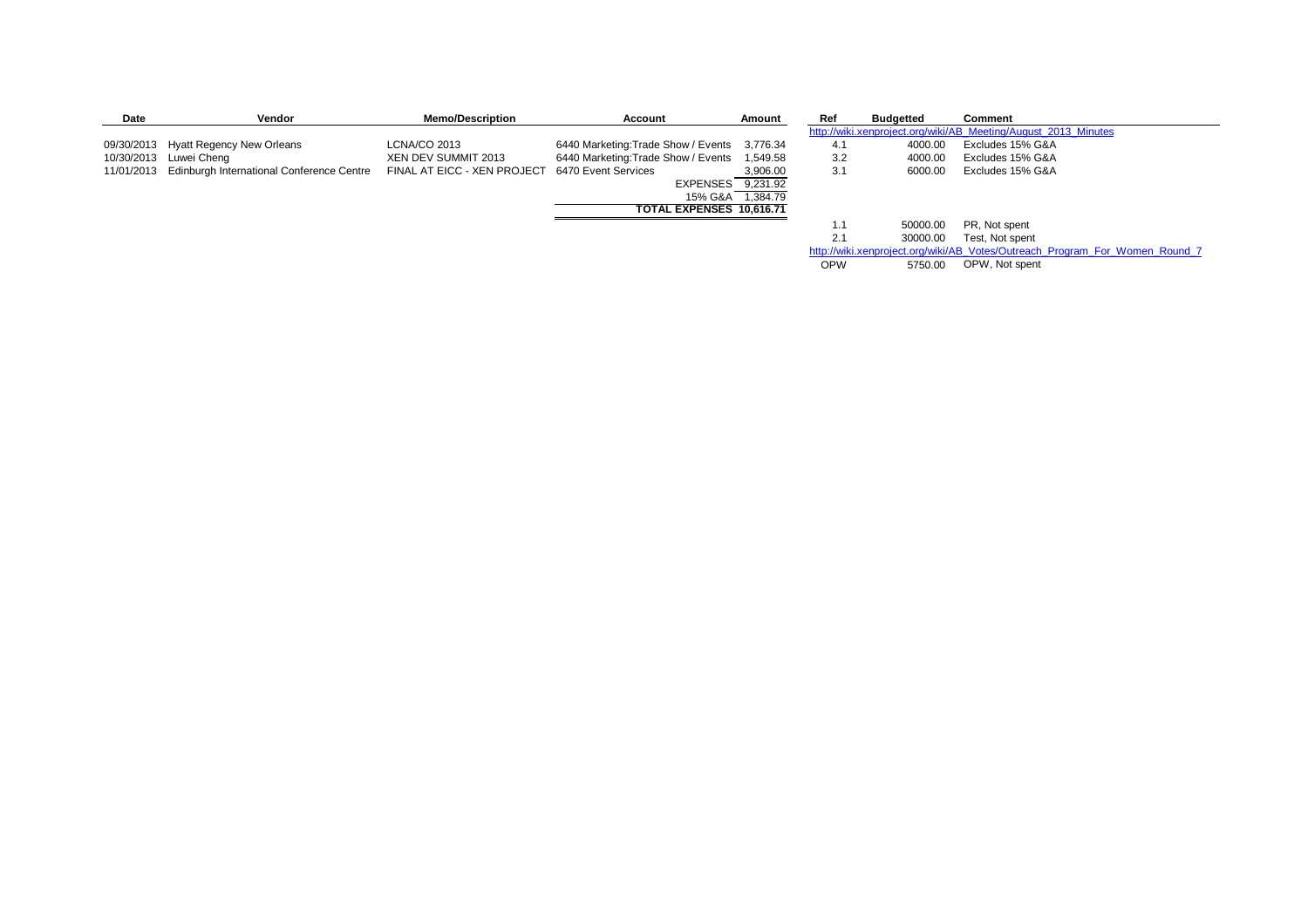| Date | Vendor | Memo/Description | Account | Amount | Ref | Budgetted | Comment |
|---|---|---|---|---|---|---|---|
| | | | | | http://wiki.xenproject.org/wiki/AB_Meeting/August_2013_Minutes | | |
| 09/30/2013 | Hyatt Regency New Orleans | LCNA/CO 2013 | 6440 Marketing:Trade Show / Events | 3,776.34 | 4.1 | 4000.00 | Excludes 15% G&A |
| 10/30/2013 | Luwei Cheng | XEN DEV SUMMIT 2013 | 6440 Marketing:Trade Show / Events | 1,549.58 | 3.2 | 4000.00 | Excludes 15% G&A |
| 11/01/2013 | Edinburgh International Conference Centre | FINAL AT EICC - XEN PROJECT | 6470 Event Services | 3,906.00 | 3.1 | 6000.00 | Excludes 15% G&A |
| | | | EXPENSES | 9,231.92 | | | |
| | | | 15% G&A | 1,384.79 | | | |
| | | | TOTAL EXPENSES | 10,616.71 | | | |
| | | | | | 1.1 | 50000.00 | PR, Not spent |
| | | | | | 2.1 | 30000.00 | Test, Not spent |
| | | | | | http://wiki.xenproject.org/wiki/AB_Votes/Outreach_Program_For_Women_Round_7 | | |
| | | | | | OPW | 5750.00 | OPW, Not spent |